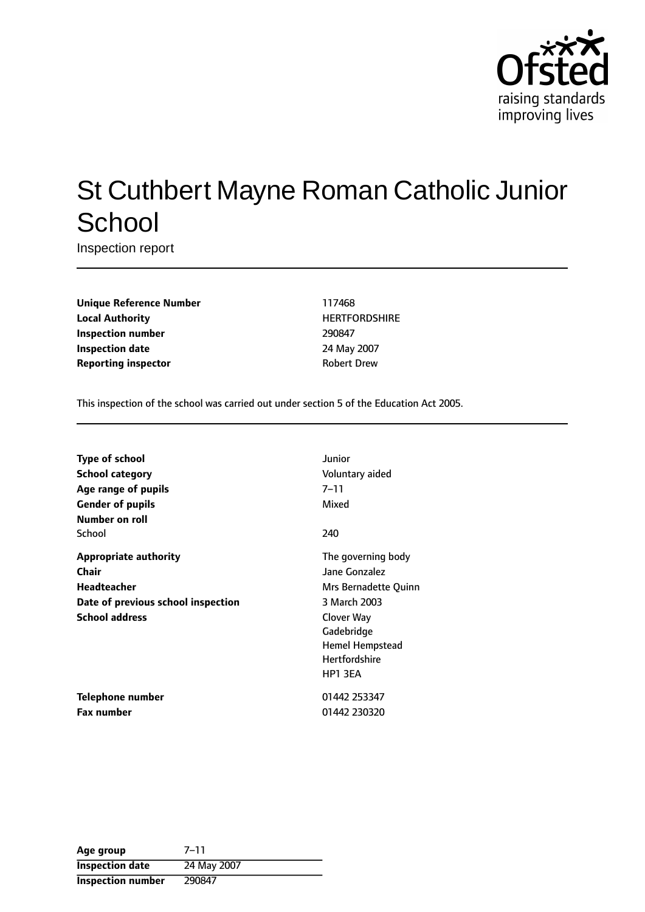# St Cuthbert Mayne Roman Catholic Junior School

Inspection report

| | |
|---|---|
| **Unique Reference Number** | 117468 |
| **Local Authority** | HERTFORDSHIRE |
| **Inspection number** | 290847 |
| **Inspection date** | 24 May 2007 |
| **Reporting inspector** | Robert Drew |

This inspection of the school was carried out under section 5 of the Education Act 2005.

| | |
|---|---|
| **Type of school** | Junior |
| **School category** | Voluntary aided |
| **Age range of pupils** | 7–11 |
| **Gender of pupils** | Mixed |
| **Number on roll** | |
| School | 240 |
| **Appropriate authority** | The governing body |
| **Chair** | Jane Gonzalez |
| **Headteacher** | Mrs Bernadette Quinn |
| **Date of previous school inspection** | 3 March 2003 |
| **School address** | Clover Way<br>Gadebridge<br>Hemel Hempstead<br>Hertfordshire<br>HP1 3EA |
| **Telephone number** | 01442 253347 |
| **Fax number** | 01442 230320 |

| **Age group** | 7–11 |
|---|---|
| **Inspection date** | 24 May 2007 |
| **Inspection number** | 290847 |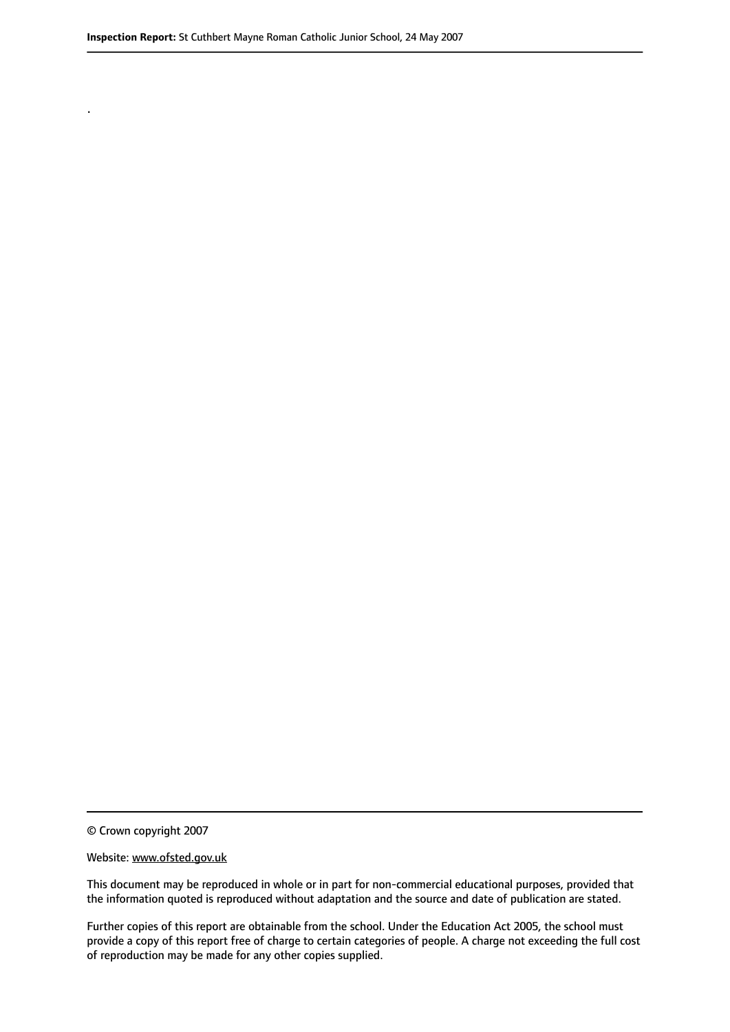.

© Crown copyright 2007

Website: www.ofsted.gov.uk

This document may be reproduced in whole or in part for non-commercial educational purposes, provided that the information quoted is reproduced without adaptation and the source and date of publication are stated.

Further copies of this report are obtainable from the school. Under the Education Act 2005, the school must provide a copy of this report free of charge to certain categories of people. A charge not exceeding the full cost of reproduction may be made for any other copies supplied.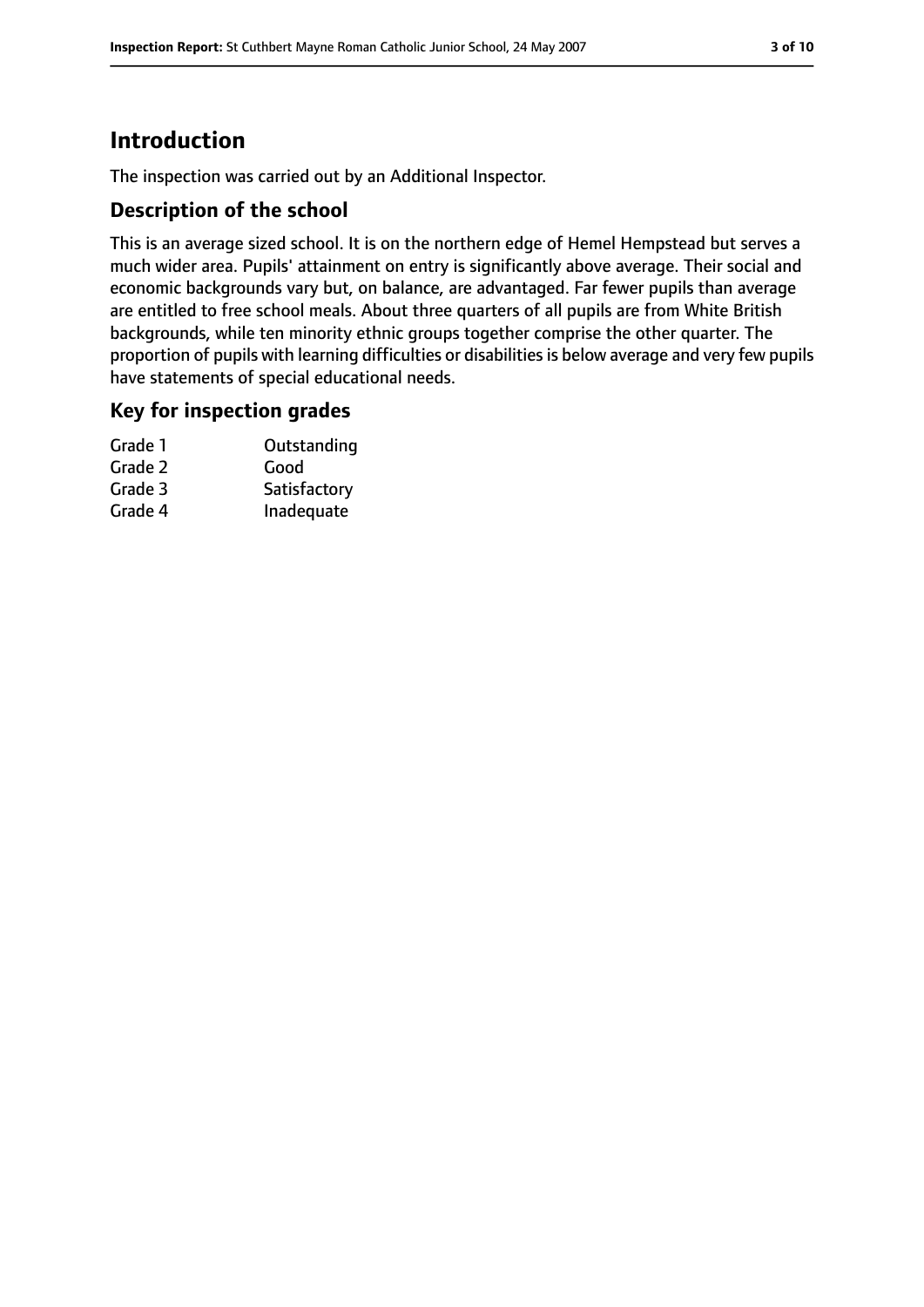# Introduction

The inspection was carried out by an Additional Inspector.

## Description of the school

This is an average sized school. It is on the northern edge of Hemel Hempstead but serves a much wider area. Pupils' attainment on entry is significantly above average. Their social and economic backgrounds vary but, on balance, are advantaged. Far fewer pupils than average are entitled to free school meals. About three quarters of all pupils are from White British backgrounds, while ten minority ethnic groups together comprise the other quarter. The proportion of pupils with learning difficulties or disabilities is below average and very few pupils have statements of special educational needs.

## Key for inspection grades

| | |
|---|---|
| Grade 1 | Outstanding |
| Grade 2 | Good |
| Grade 3 | Satisfactory |
| Grade 4 | Inadequate |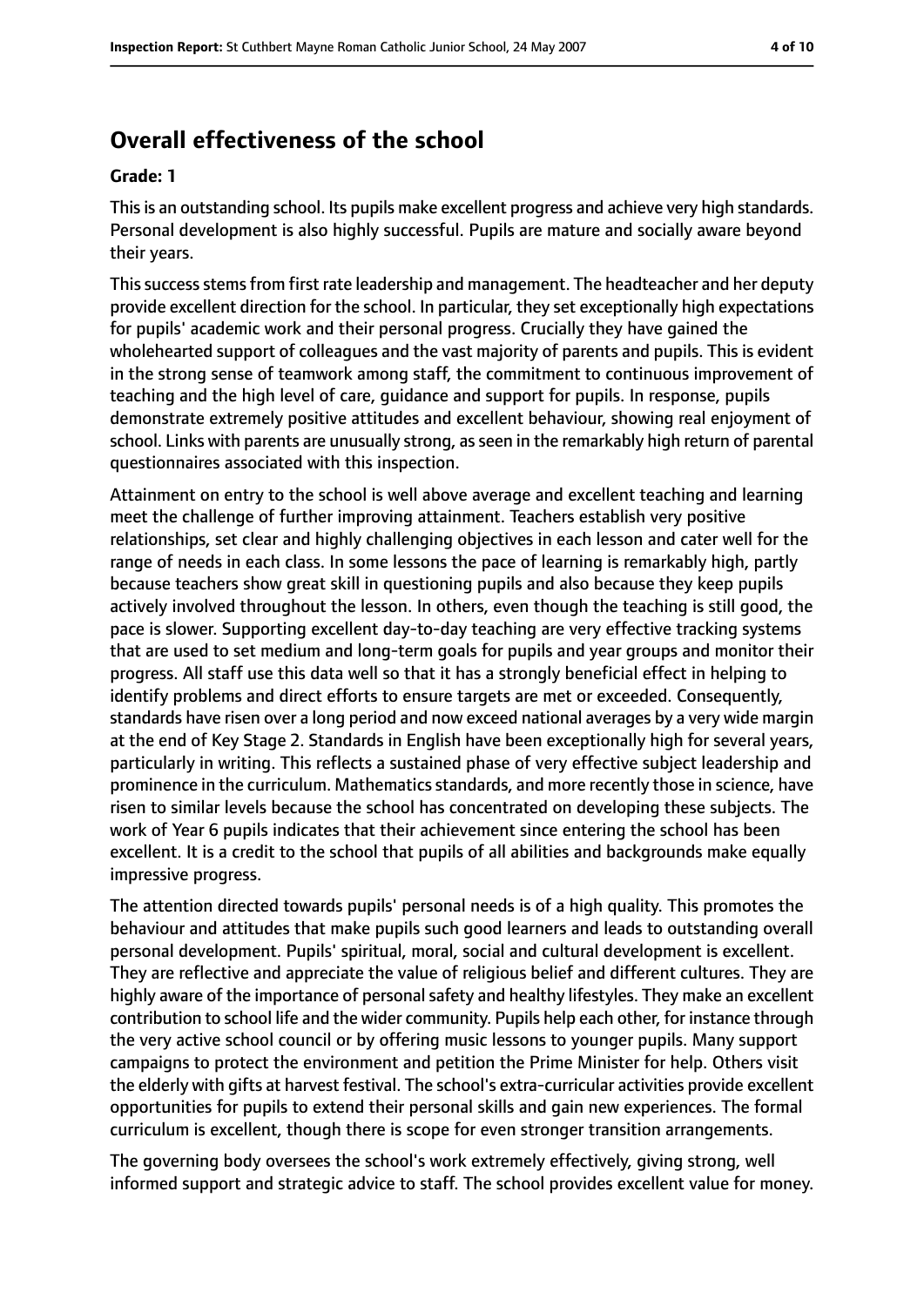## Overall effectiveness of the school

**Grade: 1**

This is an outstanding school. Its pupils make excellent progress and achieve very high standards. Personal development is also highly successful. Pupils are mature and socially aware beyond their years.

This success stems from first rate leadership and management. The headteacher and her deputy provide excellent direction for the school. In particular, they set exceptionally high expectations for pupils' academic work and their personal progress. Crucially they have gained the wholehearted support of colleagues and the vast majority of parents and pupils. This is evident in the strong sense of teamwork among staff, the commitment to continuous improvement of teaching and the high level of care, guidance and support for pupils. In response, pupils demonstrate extremely positive attitudes and excellent behaviour, showing real enjoyment of school. Links with parents are unusually strong, as seen in the remarkably high return of parental questionnaires associated with this inspection.

Attainment on entry to the school is well above average and excellent teaching and learning meet the challenge of further improving attainment. Teachers establish very positive relationships, set clear and highly challenging objectives in each lesson and cater well for the range of needs in each class. In some lessons the pace of learning is remarkably high, partly because teachers show great skill in questioning pupils and also because they keep pupils actively involved throughout the lesson. In others, even though the teaching is still good, the pace is slower. Supporting excellent day-to-day teaching are very effective tracking systems that are used to set medium and long-term goals for pupils and year groups and monitor their progress. All staff use this data well so that it has a strongly beneficial effect in helping to identify problems and direct efforts to ensure targets are met or exceeded. Consequently, standards have risen over a long period and now exceed national averages by a very wide margin at the end of Key Stage 2. Standards in English have been exceptionally high for several years, particularly in writing. This reflects a sustained phase of very effective subject leadership and prominence in the curriculum. Mathematics standards, and more recently those in science, have risen to similar levels because the school has concentrated on developing these subjects. The work of Year 6 pupils indicates that their achievement since entering the school has been excellent. It is a credit to the school that pupils of all abilities and backgrounds make equally impressive progress.

The attention directed towards pupils' personal needs is of a high quality. This promotes the behaviour and attitudes that make pupils such good learners and leads to outstanding overall personal development. Pupils' spiritual, moral, social and cultural development is excellent. They are reflective and appreciate the value of religious belief and different cultures. They are highly aware of the importance of personal safety and healthy lifestyles. They make an excellent contribution to school life and the wider community. Pupils help each other, for instance through the very active school council or by offering music lessons to younger pupils. Many support campaigns to protect the environment and petition the Prime Minister for help. Others visit the elderly with gifts at harvest festival. The school's extra-curricular activities provide excellent opportunities for pupils to extend their personal skills and gain new experiences. The formal curriculum is excellent, though there is scope for even stronger transition arrangements.

The governing body oversees the school's work extremely effectively, giving strong, well informed support and strategic advice to staff. The school provides excellent value for money.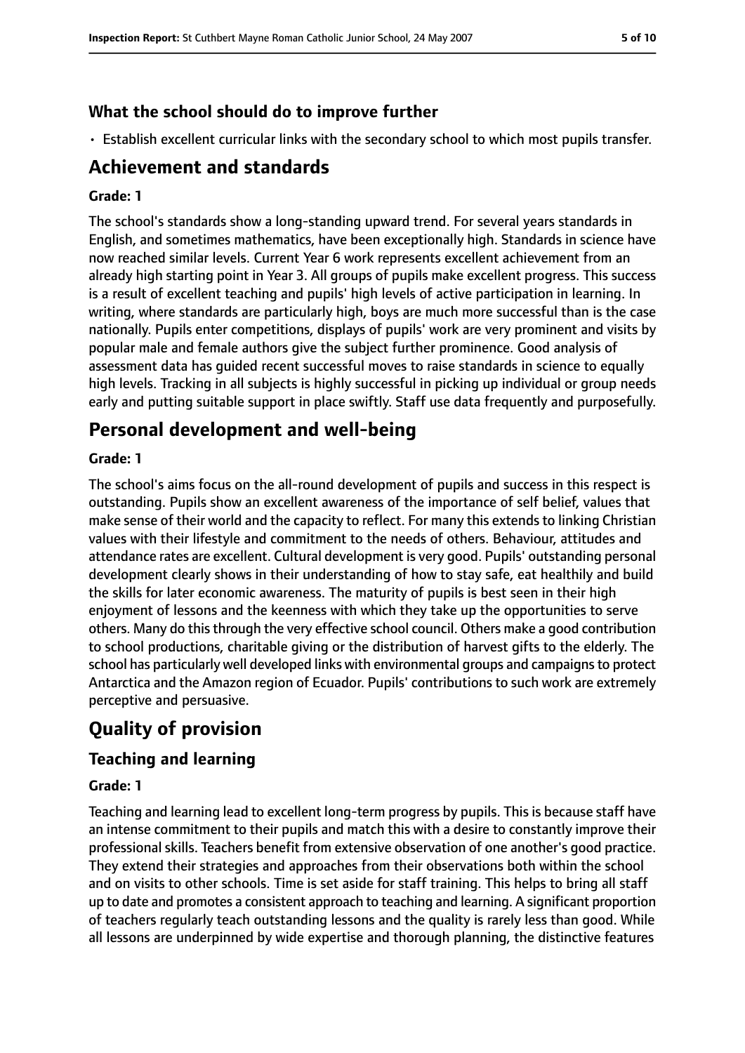### What the school should do to improve further

- Establish excellent curricular links with the secondary school to which most pupils transfer.

## Achievement and standards

#### Grade: 1

The school's standards show a long-standing upward trend. For several years standards in English, and sometimes mathematics, have been exceptionally high. Standards in science have now reached similar levels. Current Year 6 work represents excellent achievement from an already high starting point in Year 3. All groups of pupils make excellent progress. This success is a result of excellent teaching and pupils' high levels of active participation in learning. In writing, where standards are particularly high, boys are much more successful than is the case nationally. Pupils enter competitions, displays of pupils' work are very prominent and visits by popular male and female authors give the subject further prominence. Good analysis of assessment data has guided recent successful moves to raise standards in science to equally high levels. Tracking in all subjects is highly successful in picking up individual or group needs early and putting suitable support in place swiftly. Staff use data frequently and purposefully.

## Personal development and well-being

#### Grade: 1

The school's aims focus on the all-round development of pupils and success in this respect is outstanding. Pupils show an excellent awareness of the importance of self belief, values that make sense of their world and the capacity to reflect. For many this extends to linking Christian values with their lifestyle and commitment to the needs of others. Behaviour, attitudes and attendance rates are excellent. Cultural development is very good. Pupils' outstanding personal development clearly shows in their understanding of how to stay safe, eat healthily and build the skills for later economic awareness. The maturity of pupils is best seen in their high enjoyment of lessons and the keenness with which they take up the opportunities to serve others. Many do this through the very effective school council. Others make a good contribution to school productions, charitable giving or the distribution of harvest gifts to the elderly. The school has particularly well developed links with environmental groups and campaigns to protect Antarctica and the Amazon region of Ecuador. Pupils' contributions to such work are extremely perceptive and persuasive.

# Quality of provision

## Teaching and learning

#### Grade: 1

Teaching and learning lead to excellent long-term progress by pupils. This is because staff have an intense commitment to their pupils and match this with a desire to constantly improve their professional skills. Teachers benefit from extensive observation of one another's good practice. They extend their strategies and approaches from their observations both within the school and on visits to other schools. Time is set aside for staff training. This helps to bring all staff up to date and promotes a consistent approach to teaching and learning. A significant proportion of teachers regularly teach outstanding lessons and the quality is rarely less than good. While all lessons are underpinned by wide expertise and thorough planning, the distinctive features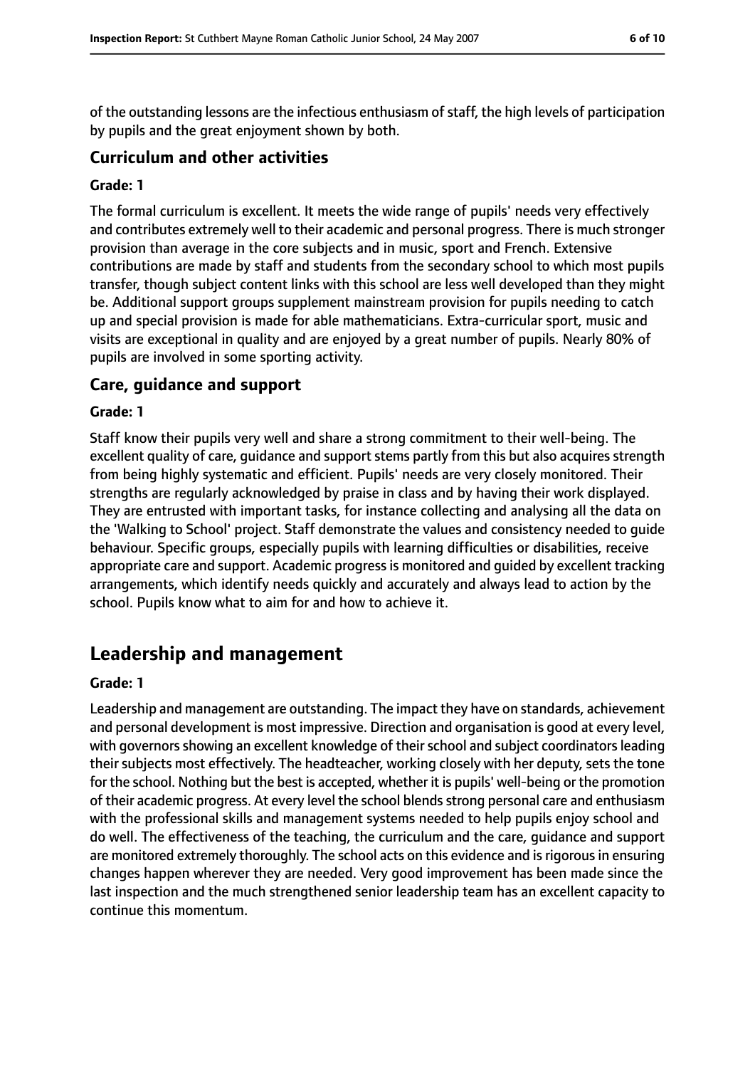of the outstanding lessons are the infectious enthusiasm of staff, the high levels of participation by pupils and the great enjoyment shown by both.

### Curriculum and other activities

#### Grade: 1

The formal curriculum is excellent. It meets the wide range of pupils' needs very effectively and contributes extremely well to their academic and personal progress. There is much stronger provision than average in the core subjects and in music, sport and French. Extensive contributions are made by staff and students from the secondary school to which most pupils transfer, though subject content links with this school are less well developed than they might be. Additional support groups supplement mainstream provision for pupils needing to catch up and special provision is made for able mathematicians. Extra-curricular sport, music and visits are exceptional in quality and are enjoyed by a great number of pupils. Nearly 80% of pupils are involved in some sporting activity.

### Care, guidance and support

#### Grade: 1

Staff know their pupils very well and share a strong commitment to their well-being. The excellent quality of care, guidance and support stems partly from this but also acquires strength from being highly systematic and efficient. Pupils' needs are very closely monitored. Their strengths are regularly acknowledged by praise in class and by having their work displayed. They are entrusted with important tasks, for instance collecting and analysing all the data on the 'Walking to School' project. Staff demonstrate the values and consistency needed to guide behaviour. Specific groups, especially pupils with learning difficulties or disabilities, receive appropriate care and support. Academic progress is monitored and guided by excellent tracking arrangements, which identify needs quickly and accurately and always lead to action by the school. Pupils know what to aim for and how to achieve it.

## Leadership and management

#### Grade: 1

Leadership and management are outstanding. The impact they have on standards, achievement and personal development is most impressive. Direction and organisation is good at every level, with governors showing an excellent knowledge of their school and subject coordinators leading their subjects most effectively. The headteacher, working closely with her deputy, sets the tone for the school. Nothing but the best is accepted, whether it is pupils' well-being or the promotion of their academic progress. At every level the school blends strong personal care and enthusiasm with the professional skills and management systems needed to help pupils enjoy school and do well. The effectiveness of the teaching, the curriculum and the care, guidance and support are monitored extremely thoroughly. The school acts on this evidence and is rigorous in ensuring changes happen wherever they are needed. Very good improvement has been made since the last inspection and the much strengthened senior leadership team has an excellent capacity to continue this momentum.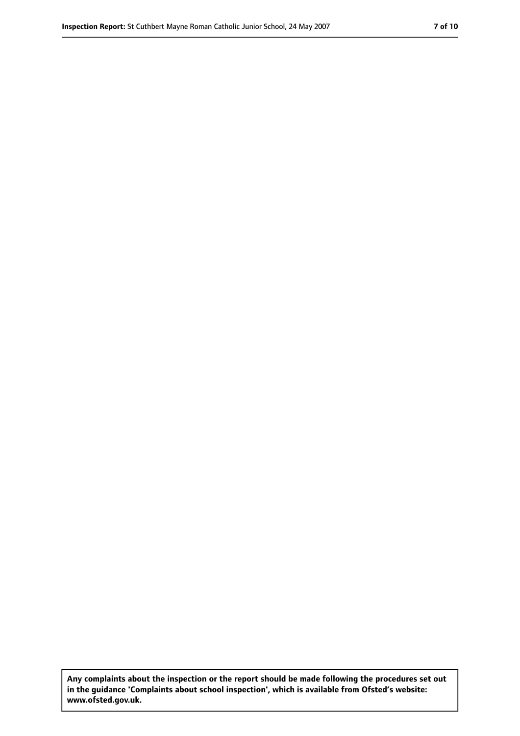**Any complaints about the inspection or the report should be made following the procedures set out in the guidance 'Complaints about school inspection', which is available from Ofsted's website: www.ofsted.gov.uk.**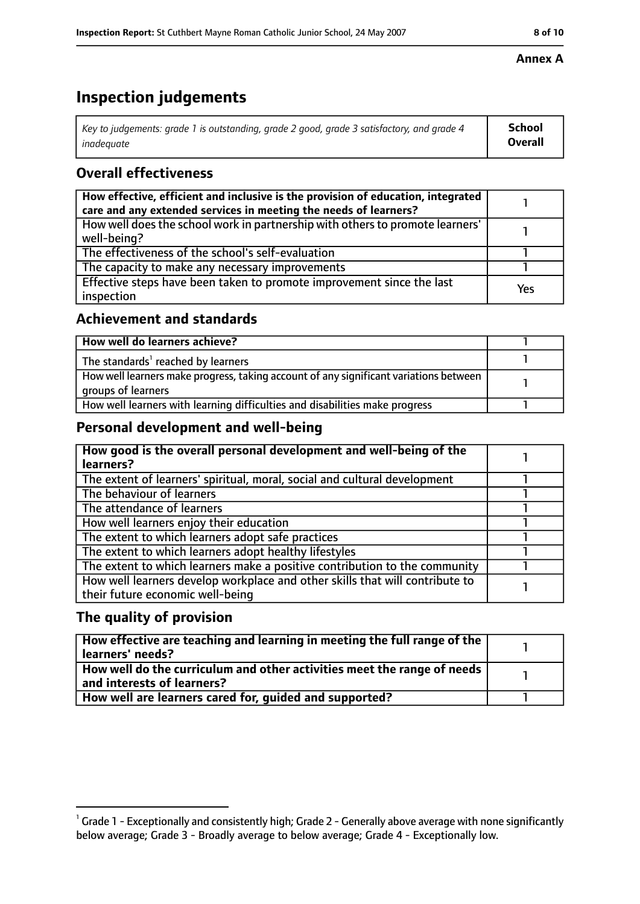**Annex A**

# Inspection judgements

| *Key to judgements: grade 1 is outstanding, grade 2 good, grade 3 satisfactory, and grade 4 inadequate* | **School Overall** |
|---|---|

## Overall effectiveness

| | |
|---|---|
| **How effective, efficient and inclusive is the provision of education, integrated care and any extended services in meeting the needs of learners?** | 1 |
| How well does the school work in partnership with others to promote learners' well-being? | 1 |
| The effectiveness of the school's self-evaluation | 1 |
| The capacity to make any necessary improvements | 1 |
| Effective steps have been taken to promote improvement since the last inspection | Yes |

## Achievement and standards

| | |
|---|---|
| **How well do learners achieve?** | 1 |
| The standards[1] reached by learners | 1 |
| How well learners make progress, taking account of any significant variations between groups of learners | 1 |
| How well learners with learning difficulties and disabilities make progress | 1 |

## Personal development and well-being

| | |
|---|---|
| **How good is the overall personal development and well-being of the learners?** | 1 |
| The extent of learners' spiritual, moral, social and cultural development | 1 |
| The behaviour of learners | 1 |
| The attendance of learners | 1 |
| How well learners enjoy their education | 1 |
| The extent to which learners adopt safe practices | 1 |
| The extent to which learners adopt healthy lifestyles | 1 |
| The extent to which learners make a positive contribution to the community | 1 |
| How well learners develop workplace and other skills that will contribute to their future economic well-being | 1 |

## The quality of provision

| | |
|---|---|
| **How effective are teaching and learning in meeting the full range of the learners' needs?** | 1 |
| **How well do the curriculum and other activities meet the range of needs and interests of learners?** | 1 |
| **How well are learners cared for, guided and supported?** | 1 |

[1] Grade 1 - Exceptionally and consistently high; Grade 2 - Generally above average with none significantly below average; Grade 3 - Broadly average to below average; Grade 4 - Exceptionally low.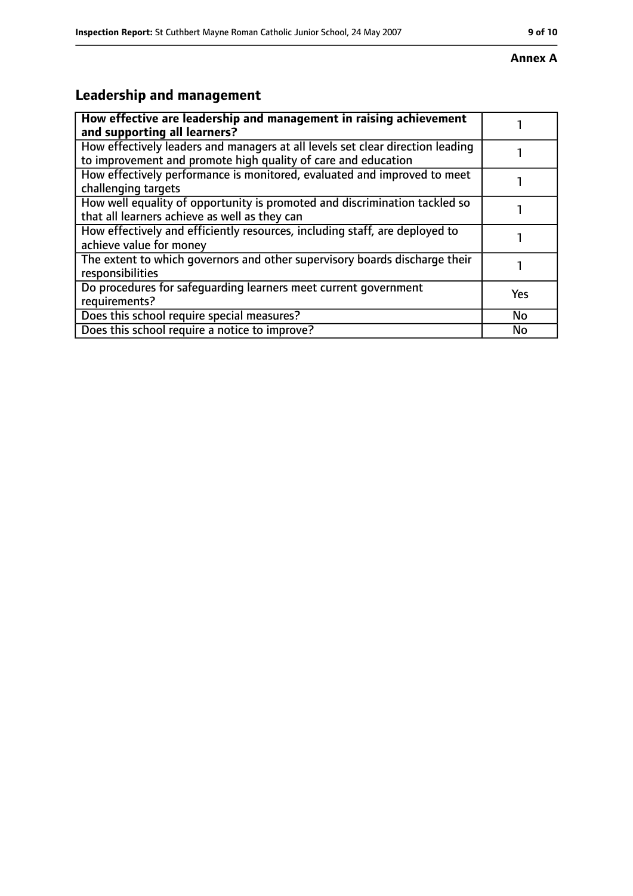**Annex A**

## Leadership and management

| **How effective are leadership and management in raising achievement and supporting all learners?** | 1 |
|---|---|
| How effectively leaders and managers at all levels set clear direction leading to improvement and promote high quality of care and education | 1 |
| How effectively performance is monitored, evaluated and improved to meet challenging targets | 1 |
| How well equality of opportunity is promoted and discrimination tackled so that all learners achieve as well as they can | 1 |
| How effectively and efficiently resources, including staff, are deployed to achieve value for money | 1 |
| The extent to which governors and other supervisory boards discharge their responsibilities | 1 |
| Do procedures for safeguarding learners meet current government requirements? | Yes |
| Does this school require special measures? | No |
| Does this school require a notice to improve? | No |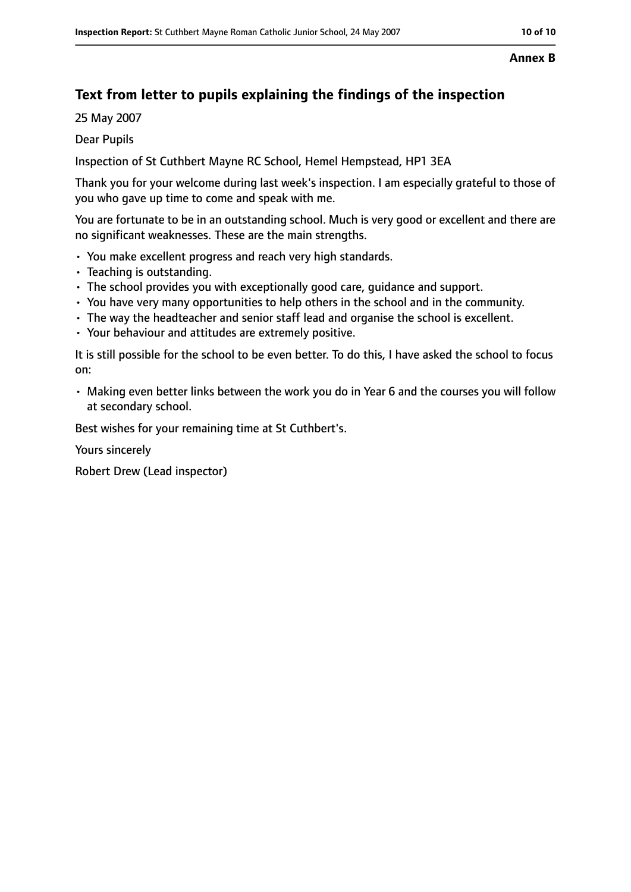**Annex B**

## Text from letter to pupils explaining the findings of the inspection

25 May 2007

Dear Pupils

Inspection of St Cuthbert Mayne RC School, Hemel Hempstead, HP1 3EA

Thank you for your welcome during last week's inspection. I am especially grateful to those of you who gave up time to come and speak with me.

You are fortunate to be in an outstanding school. Much is very good or excellent and there are no significant weaknesses. These are the main strengths.

- You make excellent progress and reach very high standards.
- Teaching is outstanding.
- The school provides you with exceptionally good care, guidance and support.
- You have very many opportunities to help others in the school and in the community.
- The way the headteacher and senior staff lead and organise the school is excellent.
- Your behaviour and attitudes are extremely positive.

It is still possible for the school to be even better. To do this, I have asked the school to focus on:

- Making even better links between the work you do in Year 6 and the courses you will follow at secondary school.

Best wishes for your remaining time at St Cuthbert's.

Yours sincerely

Robert Drew (Lead inspector)